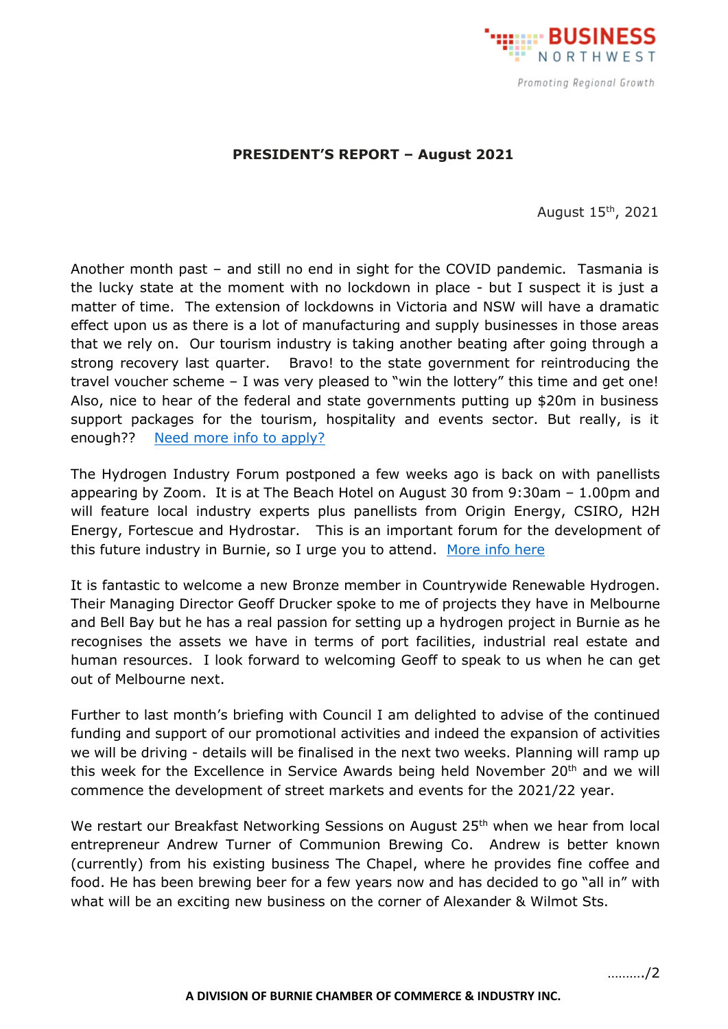**BUSINESS NORTHWEST**

*Promoting Regional Growth*

## PRESIDENT'S REPORT – August 2021

August 15th, 2021

Another month past – and still no end in sight for the COVID pandemic. Tasmania is the lucky state at the moment with no lockdown in place - but I suspect it is just a matter of time. The extension of lockdowns in Victoria and NSW will have a dramatic effect upon us as there is a lot of manufacturing and supply businesses in those areas that we rely on. Our tourism industry is taking another beating after going through a strong recovery last quarter. Bravo! to the state government for reintroducing the travel voucher scheme – I was very pleased to "win the lottery" this time and get one! Also, nice to hear of the federal and state governments putting up $20m in business support packages for the tourism, hospitality and events sector. But really, is it enough?? Need more info to apply?

The Hydrogen Industry Forum postponed a few weeks ago is back on with panellists appearing by Zoom. It is at The Beach Hotel on August 30 from 9:30am – 1.00pm and will feature local industry experts plus panellists from Origin Energy, CSIRO, H2H Energy, Fortescue and Hydrostar. This is an important forum for the development of this future industry in Burnie, so I urge you to attend. More info here

It is fantastic to welcome a new Bronze member in Countrywide Renewable Hydrogen. Their Managing Director Geoff Drucker spoke to me of projects they have in Melbourne and Bell Bay but he has a real passion for setting up a hydrogen project in Burnie as he recognises the assets we have in terms of port facilities, industrial real estate and human resources. I look forward to welcoming Geoff to speak to us when he can get out of Melbourne next.

Further to last month's briefing with Council I am delighted to advise of the continued funding and support of our promotional activities and indeed the expansion of activities we will be driving - details will be finalised in the next two weeks. Planning will ramp up this week for the Excellence in Service Awards being held November 20th and we will commence the development of street markets and events for the 2021/22 year.

We restart our Breakfast Networking Sessions on August 25th when we hear from local entrepreneur Andrew Turner of Communion Brewing Co. Andrew is better known (currently) from his existing business The Chapel, where he provides fine coffee and food. He has been brewing beer for a few years now and has decided to go "all in" with what will be an exciting new business on the corner of Alexander & Wilmot Sts.

………./2

A DIVISION OF BURNIE CHAMBER OF COMMERCE & INDUSTRY INC.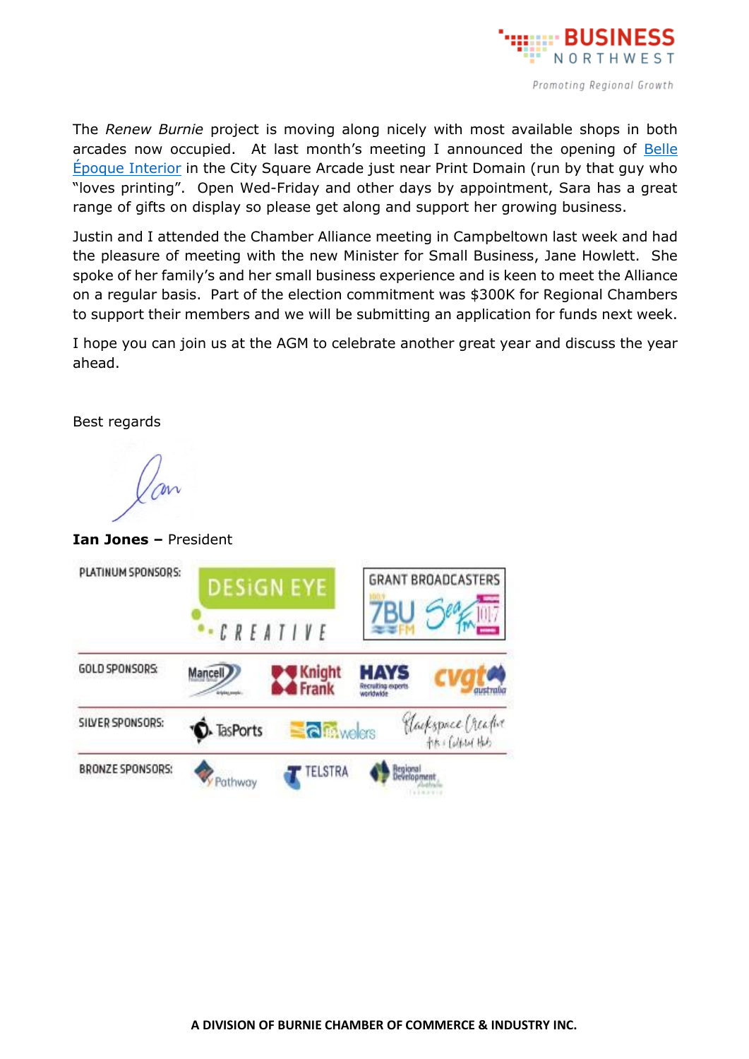The *Renew Burnie* project is moving along nicely with most available shops in both arcades now occupied. At last month's meeting I announced the opening of Belle Époque Interior in the City Square Arcade just near Print Domain (run by that guy who "loves printing". Open Wed-Friday and other days by appointment, Sara has a great range of gifts on display so please get along and support her growing business.

Justin and I attended the Chamber Alliance meeting in Campbeltown last week and had the pleasure of meeting with the new Minister for Small Business, Jane Howlett. She spoke of her family's and her small business experience and is keen to meet the Alliance on a regular basis. Part of the election commitment was $300K for Regional Chambers to support their members and we will be submitting an application for funds next week.

I hope you can join us at the AGM to celebrate another great year and discuss the year ahead.

Best regards

**Ian Jones –** President

PLATINUM SPONSORS: DESIGN EYE CREATIVE, GRANT BROADCASTERS 7BU Sea FM

GOLD SPONSORS: Mancell, Knight Frank, HAYS, cvgt australia

SILVER SPONSORS: TasPorts, Jewelers, Blackspace Creative

BRONZE SPONSORS: Pathway, TELSTRA, Regional Development Australia Tasmania

A DIVISION OF BURNIE CHAMBER OF COMMERCE & INDUSTRY INC.